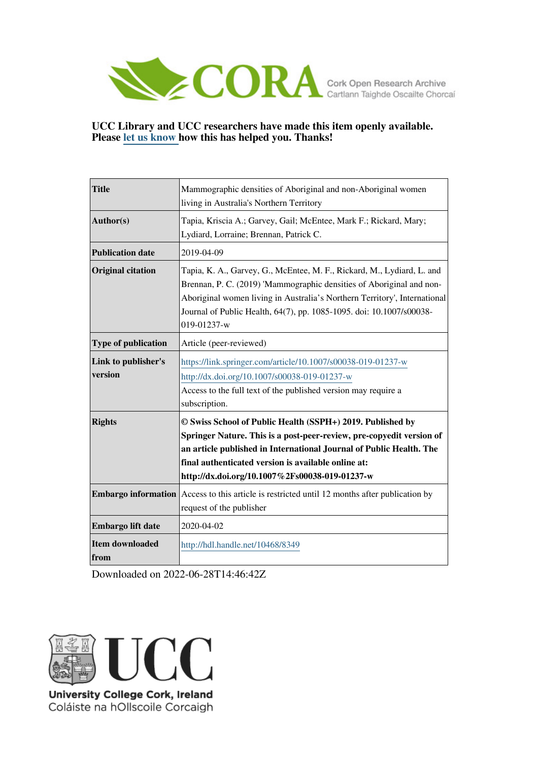UCC Library and UCC researchers have made this item openly available. Please let us know how this has helped you. Thanks!

| Title | Mammographic densities of Aboriginal and non-Aboriginal women living in Australia's Northern Territory |
|---|---|
| Author(s) | Tapia, Kriscia A.; Garvey, Gail; McEntee, Mark F.; Rickard, Mary; Lydiard, Lorraine; Brennan, Patrick C. |
| Publication date | 2019-04-09 |
| Original citation | Tapia, K. A., Garvey, G., McEntee, M. F., Rickard, M., Lydiard, L. and Brennan, P. C. (2019) 'Mammographic densities of Aboriginal and non-Aboriginal women living in Australia's Northern Territory', International Journal of Public Health, 64(7), pp. 1085-1095. doi: 10.1007/s00038-019-01237-w |
| Type of publication | Article (peer-reviewed) |
| Link to publisher's version | https://link.springer.com/article/10.1007/s00038-019-01237-w http://dx.doi.org/10.1007/s00038-019-01237-w Access to the full text of the published version may require a subscription. |
| Rights | **© Swiss School of Public Health (SSPH+) 2019. Published by Springer Nature. This is a post-peer-review, pre-copyedit version of an article published in International Journal of Public Health. The final authenticated version is available online at: http://dx.doi.org/10.1007%2Fs00038-019-01237-w** |
| Embargo information | Access to this article is restricted until 12 months after publication by request of the publisher |
| Embargo lift date | 2020-04-02 |
| Item downloaded from | http://hdl.handle.net/10468/8349 |

Downloaded on 2022-06-28T14:46:42Z

University College Cork, Ireland
Coláiste na hOllscoile Corcaigh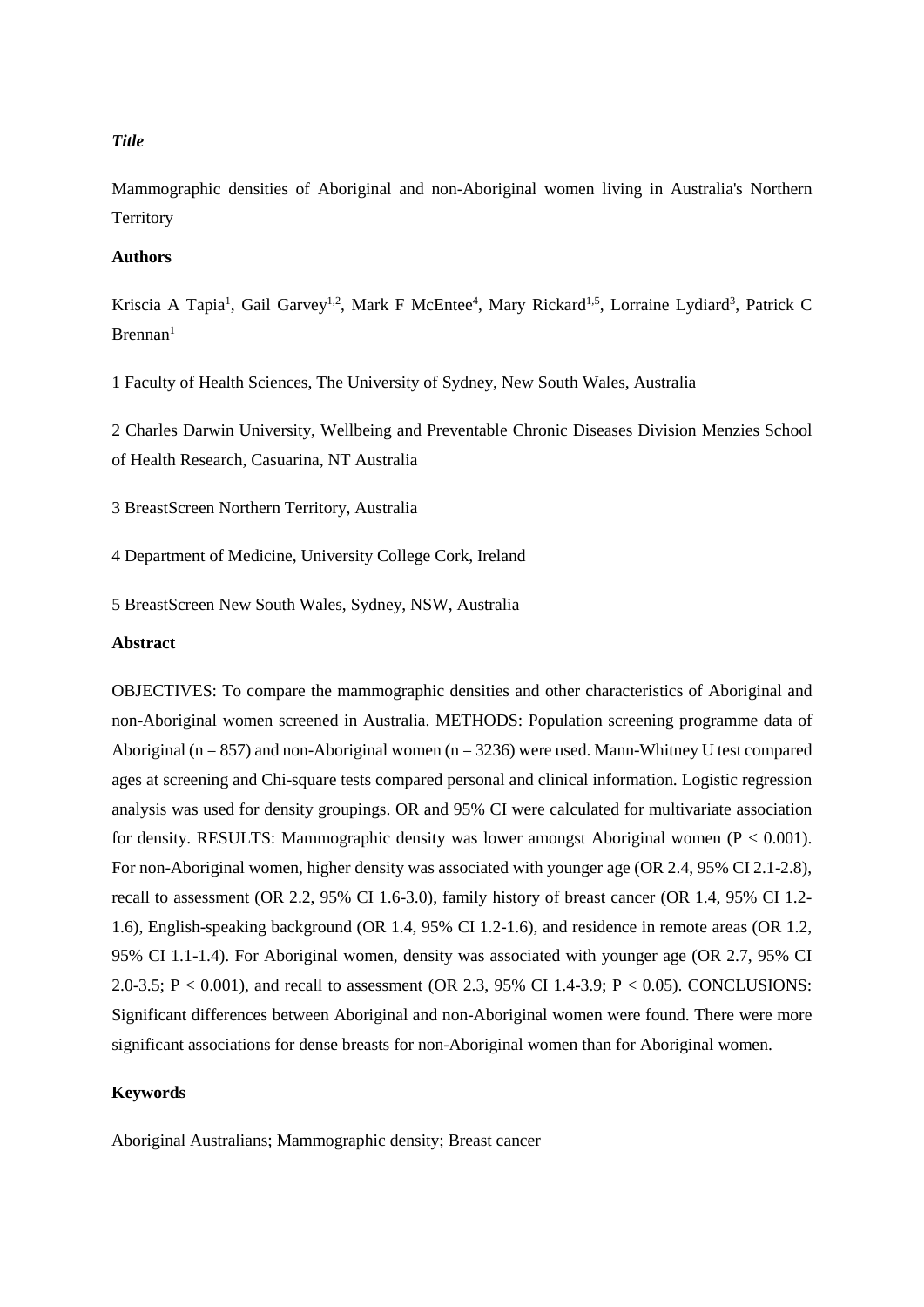***Title***

Mammographic densities of Aboriginal and non-Aboriginal women living in Australia's Northern Territory

**Authors**

Kriscia A Tapia[1], Gail Garvey[1,2], Mark F McEntee[4], Mary Rickard[1,5], Lorraine Lydiard[3], Patrick C Brennan[1]

1 Faculty of Health Sciences, The University of Sydney, New South Wales, Australia

2 Charles Darwin University, Wellbeing and Preventable Chronic Diseases Division Menzies School of Health Research, Casuarina, NT Australia

3 BreastScreen Northern Territory, Australia

4 Department of Medicine, University College Cork, Ireland

5 BreastScreen New South Wales, Sydney, NSW, Australia

**Abstract**

OBJECTIVES: To compare the mammographic densities and other characteristics of Aboriginal and non-Aboriginal women screened in Australia. METHODS: Population screening programme data of Aboriginal (n = 857) and non-Aboriginal women (n = 3236) were used. Mann-Whitney U test compared ages at screening and Chi-square tests compared personal and clinical information. Logistic regression analysis was used for density groupings. OR and 95% CI were calculated for multivariate association for density. RESULTS: Mammographic density was lower amongst Aboriginal women ($P < 0.001$). For non-Aboriginal women, higher density was associated with younger age (OR 2.4, 95% CI 2.1-2.8), recall to assessment (OR 2.2, 95% CI 1.6-3.0), family history of breast cancer (OR 1.4, 95% CI 1.2-1.6), English-speaking background (OR 1.4, 95% CI 1.2-1.6), and residence in remote areas (OR 1.2, 95% CI 1.1-1.4). For Aboriginal women, density was associated with younger age (OR 2.7, 95% CI 2.0-3.5; $P < 0.001$), and recall to assessment (OR 2.3, 95% CI 1.4-3.9; $P < 0.05$). CONCLUSIONS: Significant differences between Aboriginal and non-Aboriginal women were found. There were more significant associations for dense breasts for non-Aboriginal women than for Aboriginal women.

**Keywords**

Aboriginal Australians; Mammographic density; Breast cancer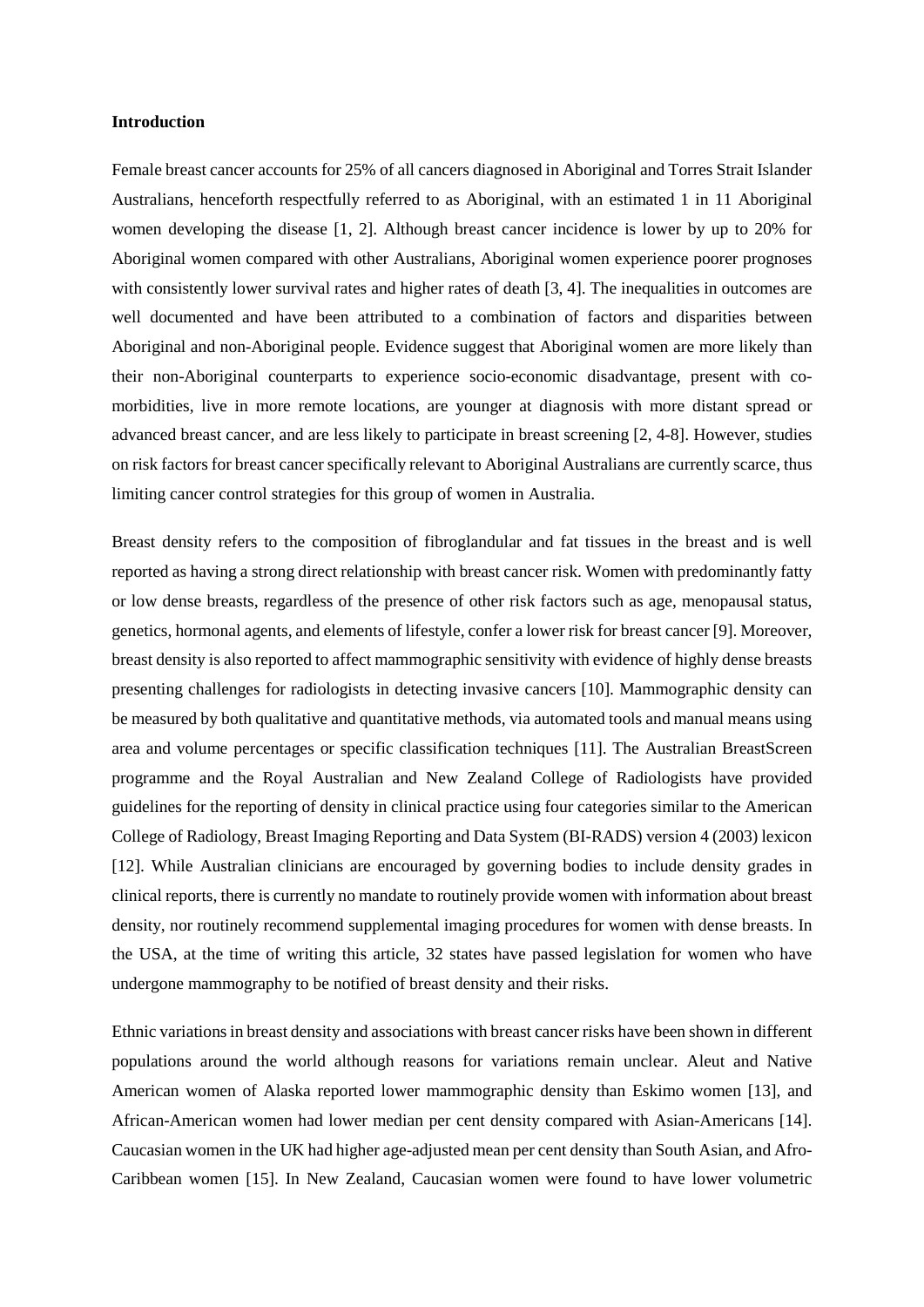**Introduction**

Female breast cancer accounts for 25% of all cancers diagnosed in Aboriginal and Torres Strait Islander Australians, henceforth respectfully referred to as Aboriginal, with an estimated 1 in 11 Aboriginal women developing the disease [1, 2]. Although breast cancer incidence is lower by up to 20% for Aboriginal women compared with other Australians, Aboriginal women experience poorer prognoses with consistently lower survival rates and higher rates of death [3, 4]. The inequalities in outcomes are well documented and have been attributed to a combination of factors and disparities between Aboriginal and non-Aboriginal people. Evidence suggest that Aboriginal women are more likely than their non-Aboriginal counterparts to experience socio-economic disadvantage, present with co-morbidities, live in more remote locations, are younger at diagnosis with more distant spread or advanced breast cancer, and are less likely to participate in breast screening [2, 4-8]. However, studies on risk factors for breast cancer specifically relevant to Aboriginal Australians are currently scarce, thus limiting cancer control strategies for this group of women in Australia.

Breast density refers to the composition of fibroglandular and fat tissues in the breast and is well reported as having a strong direct relationship with breast cancer risk. Women with predominantly fatty or low dense breasts, regardless of the presence of other risk factors such as age, menopausal status, genetics, hormonal agents, and elements of lifestyle, confer a lower risk for breast cancer [9]. Moreover, breast density is also reported to affect mammographic sensitivity with evidence of highly dense breasts presenting challenges for radiologists in detecting invasive cancers [10]. Mammographic density can be measured by both qualitative and quantitative methods, via automated tools and manual means using area and volume percentages or specific classification techniques [11]. The Australian BreastScreen programme and the Royal Australian and New Zealand College of Radiologists have provided guidelines for the reporting of density in clinical practice using four categories similar to the American College of Radiology, Breast Imaging Reporting and Data System (BI-RADS) version 4 (2003) lexicon [12]. While Australian clinicians are encouraged by governing bodies to include density grades in clinical reports, there is currently no mandate to routinely provide women with information about breast density, nor routinely recommend supplemental imaging procedures for women with dense breasts. In the USA, at the time of writing this article, 32 states have passed legislation for women who have undergone mammography to be notified of breast density and their risks.

Ethnic variations in breast density and associations with breast cancer risks have been shown in different populations around the world although reasons for variations remain unclear. Aleut and Native American women of Alaska reported lower mammographic density than Eskimo women [13], and African-American women had lower median per cent density compared with Asian-Americans [14]. Caucasian women in the UK had higher age-adjusted mean per cent density than South Asian, and Afro-Caribbean women [15]. In New Zealand, Caucasian women were found to have lower volumetric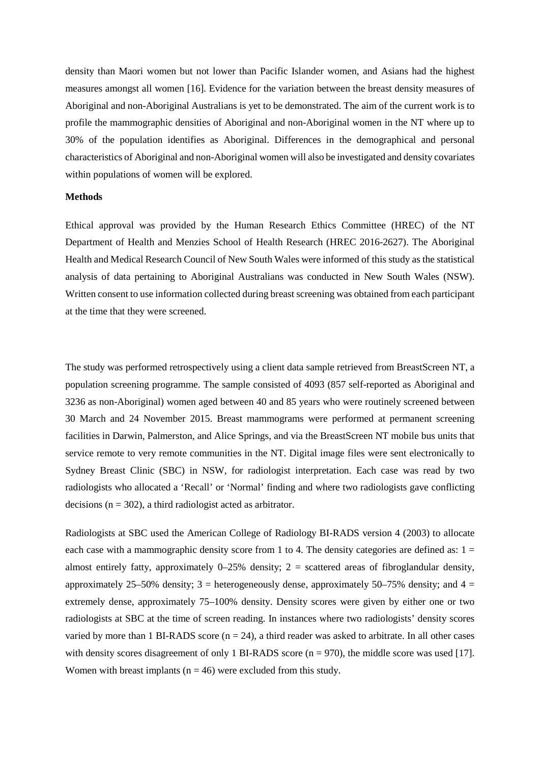density than Maori women but not lower than Pacific Islander women, and Asians had the highest measures amongst all women [16]. Evidence for the variation between the breast density measures of Aboriginal and non-Aboriginal Australians is yet to be demonstrated. The aim of the current work is to profile the mammographic densities of Aboriginal and non-Aboriginal women in the NT where up to 30% of the population identifies as Aboriginal. Differences in the demographical and personal characteristics of Aboriginal and non-Aboriginal women will also be investigated and density covariates within populations of women will be explored.

**Methods**

Ethical approval was provided by the Human Research Ethics Committee (HREC) of the NT Department of Health and Menzies School of Health Research (HREC 2016-2627). The Aboriginal Health and Medical Research Council of New South Wales were informed of this study as the statistical analysis of data pertaining to Aboriginal Australians was conducted in New South Wales (NSW). Written consent to use information collected during breast screening was obtained from each participant at the time that they were screened.

The study was performed retrospectively using a client data sample retrieved from BreastScreen NT, a population screening programme. The sample consisted of 4093 (857 self-reported as Aboriginal and 3236 as non-Aboriginal) women aged between 40 and 85 years who were routinely screened between 30 March and 24 November 2015. Breast mammograms were performed at permanent screening facilities in Darwin, Palmerston, and Alice Springs, and via the BreastScreen NT mobile bus units that service remote to very remote communities in the NT. Digital image files were sent electronically to Sydney Breast Clinic (SBC) in NSW, for radiologist interpretation. Each case was read by two radiologists who allocated a 'Recall' or 'Normal' finding and where two radiologists gave conflicting decisions ($n = 302$), a third radiologist acted as arbitrator.

Radiologists at SBC used the American College of Radiology BI-RADS version 4 (2003) to allocate each case with a mammographic density score from 1 to 4. The density categories are defined as: 1 = almost entirely fatty, approximately 0–25% density; 2 = scattered areas of fibroglandular density, approximately 25–50% density; 3 = heterogeneously dense, approximately 50–75% density; and 4 = extremely dense, approximately 75–100% density. Density scores were given by either one or two radiologists at SBC at the time of screen reading. In instances where two radiologists' density scores varied by more than 1 BI-RADS score ($n = 24$), a third reader was asked to arbitrate. In all other cases with density scores disagreement of only 1 BI-RADS score ($n = 970$), the middle score was used [17]. Women with breast implants ($n = 46$) were excluded from this study.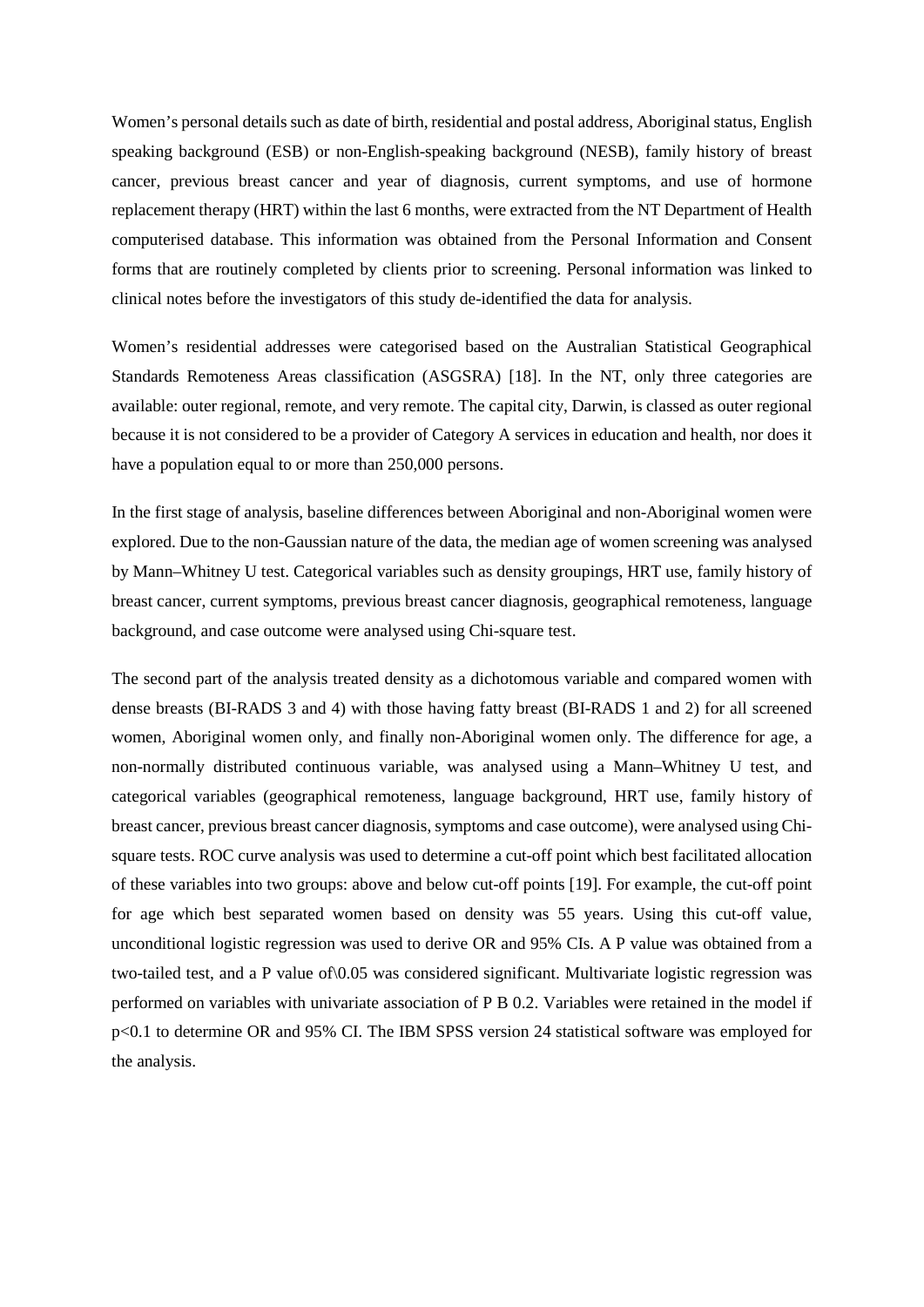Women's personal details such as date of birth, residential and postal address, Aboriginal status, English speaking background (ESB) or non-English-speaking background (NESB), family history of breast cancer, previous breast cancer and year of diagnosis, current symptoms, and use of hormone replacement therapy (HRT) within the last 6 months, were extracted from the NT Department of Health computerised database. This information was obtained from the Personal Information and Consent forms that are routinely completed by clients prior to screening. Personal information was linked to clinical notes before the investigators of this study de-identified the data for analysis.

Women's residential addresses were categorised based on the Australian Statistical Geographical Standards Remoteness Areas classification (ASGSRA) [18]. In the NT, only three categories are available: outer regional, remote, and very remote. The capital city, Darwin, is classed as outer regional because it is not considered to be a provider of Category A services in education and health, nor does it have a population equal to or more than 250,000 persons.

In the first stage of analysis, baseline differences between Aboriginal and non-Aboriginal women were explored. Due to the non-Gaussian nature of the data, the median age of women screening was analysed by Mann–Whitney U test. Categorical variables such as density groupings, HRT use, family history of breast cancer, current symptoms, previous breast cancer diagnosis, geographical remoteness, language background, and case outcome were analysed using Chi-square test.

The second part of the analysis treated density as a dichotomous variable and compared women with dense breasts (BI-RADS 3 and 4) with those having fatty breast (BI-RADS 1 and 2) for all screened women, Aboriginal women only, and finally non-Aboriginal women only. The difference for age, a non-normally distributed continuous variable, was analysed using a Mann–Whitney U test, and categorical variables (geographical remoteness, language background, HRT use, family history of breast cancer, previous breast cancer diagnosis, symptoms and case outcome), were analysed using Chi-square tests. ROC curve analysis was used to determine a cut-off point which best facilitated allocation of these variables into two groups: above and below cut-off points [19]. For example, the cut-off point for age which best separated women based on density was 55 years. Using this cut-off value, unconditional logistic regression was used to derive OR and 95% CIs. A P value was obtained from a two-tailed test, and a P value of\0.05 was considered significant. Multivariate logistic regression was performed on variables with univariate association of P B 0.2. Variables were retained in the model if $p<0.1$ to determine OR and 95% CI. The IBM SPSS version 24 statistical software was employed for the analysis.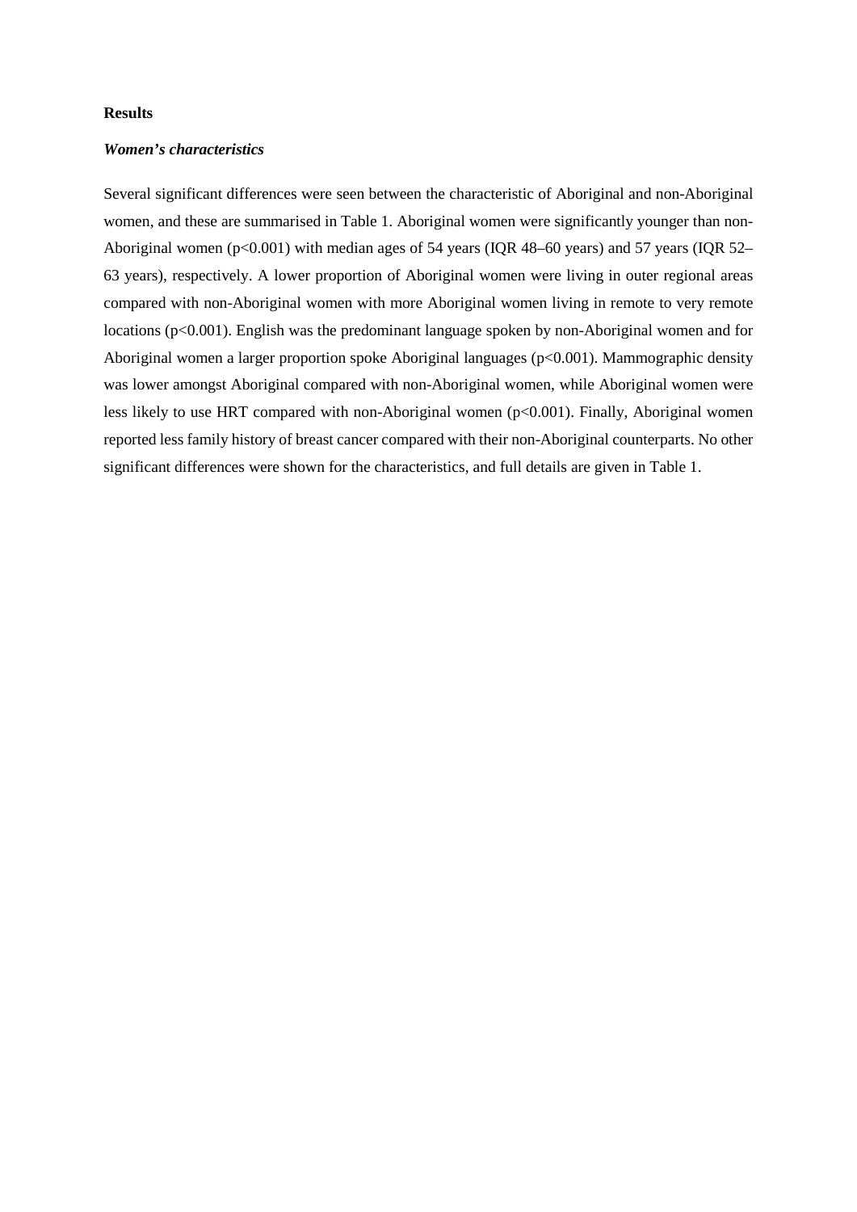## Results

### *Women's characteristics*

Several significant differences were seen between the characteristic of Aboriginal and non-Aboriginal women, and these are summarised in Table 1. Aboriginal women were significantly younger than non-Aboriginal women ($p<0.001$) with median ages of 54 years (IQR 48–60 years) and 57 years (IQR 52–63 years), respectively. A lower proportion of Aboriginal women were living in outer regional areas compared with non-Aboriginal women with more Aboriginal women living in remote to very remote locations ($p<0.001$). English was the predominant language spoken by non-Aboriginal women and for Aboriginal women a larger proportion spoke Aboriginal languages ($p<0.001$). Mammographic density was lower amongst Aboriginal compared with non-Aboriginal women, while Aboriginal women were less likely to use HRT compared with non-Aboriginal women ($p<0.001$). Finally, Aboriginal women reported less family history of breast cancer compared with their non-Aboriginal counterparts. No other significant differences were shown for the characteristics, and full details are given in Table 1.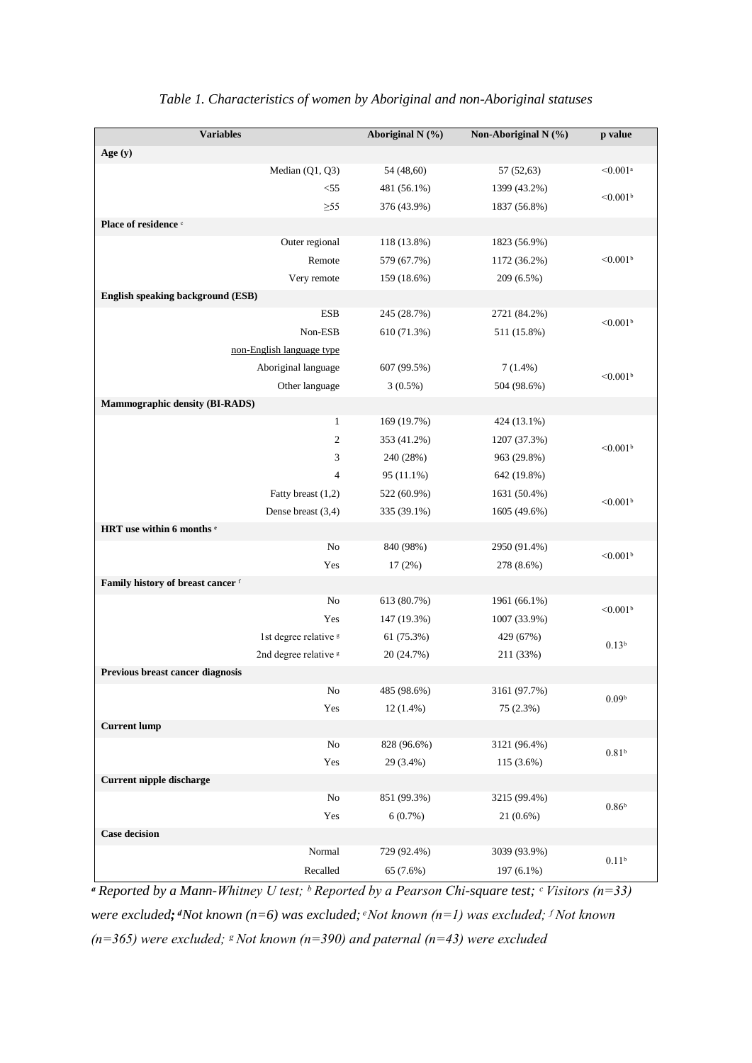*Table 1. Characteristics of women by Aboriginal and non-Aboriginal statuses*

| Variables | Aboriginal N (%) | Non-Aboriginal N (%) | p value |
|---|---|---|---|
| **Age (y)** | | | |
| Median (Q1, Q3) | 54 (48,60) | 57 (52,63) | <0.001[a] |
| <55 | 481 (56.1%) | 1399 (43.2%) | <0.001[b] |
| ≥55 | 376 (43.9%) | 1837 (56.8%) | |
| **Place of residence [c]** | | | |
| Outer regional | 118 (13.8%) | 1823 (56.9%) | <0.001[b] |
| Remote | 579 (67.7%) | 1172 (36.2%) | |
| Very remote | 159 (18.6%) | 209 (6.5%) | |
| **English speaking background (ESB)** | | | |
| ESB | 245 (28.7%) | 2721 (84.2%) | <0.001[b] |
| Non-ESB | 610 (71.3%) | 511 (15.8%) | |
| non-English language type | | | |
| Aboriginal language | 607 (99.5%) | 7 (1.4%) | <0.001[b] |
| Other language | 3 (0.5%) | 504 (98.6%) | |
| **Mammographic density (BI-RADS)** | | | |
| 1 | 169 (19.7%) | 424 (13.1%) | <0.001[b] |
| 2 | 353 (41.2%) | 1207 (37.3%) | |
| 3 | 240 (28%) | 963 (29.8%) | |
| 4 | 95 (11.1%) | 642 (19.8%) | |
| Fatty breast (1,2) | 522 (60.9%) | 1631 (50.4%) | <0.001[b] |
| Dense breast (3,4) | 335 (39.1%) | 1605 (49.6%) | |
| **HRT use within 6 months [e]** | | | |
| No | 840 (98%) | 2950 (91.4%) | <0.001[b] |
| Yes | 17 (2%) | 278 (8.6%) | |
| **Family history of breast cancer [f]** | | | |
| No | 613 (80.7%) | 1961 (66.1%) | <0.001[b] |
| Yes | 147 (19.3%) | 1007 (33.9%) | |
| 1st degree relative [g] | 61 (75.3%) | 429 (67%) | 0.13[b] |
| 2nd degree relative [g] | 20 (24.7%) | 211 (33%) | |
| **Previous breast cancer diagnosis** | | | |
| No | 485 (98.6%) | 3161 (97.7%) | 0.09[b] |
| Yes | 12 (1.4%) | 75 (2.3%) | |
| **Current lump** | | | |
| No | 828 (96.6%) | 3121 (96.4%) | 0.81[b] |
| Yes | 29 (3.4%) | 115 (3.6%) | |
| **Current nipple discharge** | | | |
| No | 851 (99.3%) | 3215 (99.4%) | 0.86[b] |
| Yes | 6 (0.7%) | 21 (0.6%) | |
| **Case decision** | | | |
| Normal | 729 (92.4%) | 3039 (93.9%) | 0.11[b] |
| Recalled | 65 (7.6%) | 197 (6.1%) | |

*[a] Reported by a Mann-Whitney U test; [b] Reported by a Pearson Chi-square test; [c] Visitors (n=33) were excluded;* ***[d]****Not known (n=6) was excluded; [e] Not known (n=1) was excluded; [f] Not known (n=365) were excluded; [g] Not known (n=390) and paternal (n=43) were excluded*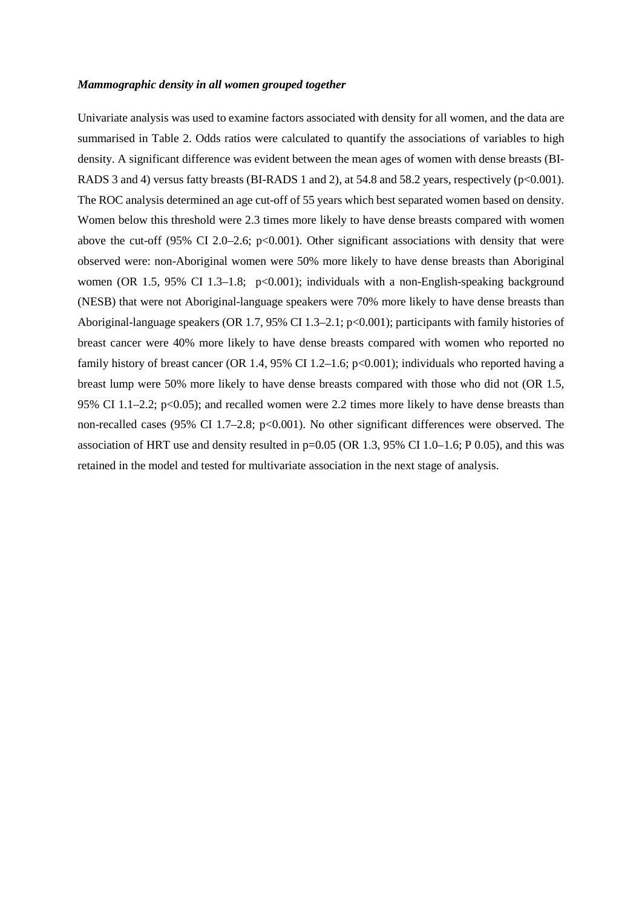***Mammographic density in all women grouped together***

Univariate analysis was used to examine factors associated with density for all women, and the data are summarised in Table 2. Odds ratios were calculated to quantify the associations of variables to high density. A significant difference was evident between the mean ages of women with dense breasts (BI-RADS 3 and 4) versus fatty breasts (BI-RADS 1 and 2), at 54.8 and 58.2 years, respectively ($p<0.001$). The ROC analysis determined an age cut-off of 55 years which best separated women based on density. Women below this threshold were 2.3 times more likely to have dense breasts compared with women above the cut-off (95% CI 2.0–2.6; $p<0.001$). Other significant associations with density that were observed were: non-Aboriginal women were 50% more likely to have dense breasts than Aboriginal women (OR 1.5, 95% CI 1.3–1.8; $p<0.001$); individuals with a non-English-speaking background (NESB) that were not Aboriginal-language speakers were 70% more likely to have dense breasts than Aboriginal-language speakers (OR 1.7, 95% CI 1.3–2.1; $p<0.001$); participants with family histories of breast cancer were 40% more likely to have dense breasts compared with women who reported no family history of breast cancer (OR 1.4, 95% CI 1.2–1.6; $p<0.001$); individuals who reported having a breast lump were 50% more likely to have dense breasts compared with those who did not (OR 1.5, 95% CI 1.1–2.2; $p<0.05$); and recalled women were 2.2 times more likely to have dense breasts than non-recalled cases (95% CI 1.7–2.8; $p<0.001$). No other significant differences were observed. The association of HRT use and density resulted in $p=0.05$ (OR 1.3, 95% CI 1.0–1.6; P 0.05), and this was retained in the model and tested for multivariate association in the next stage of analysis.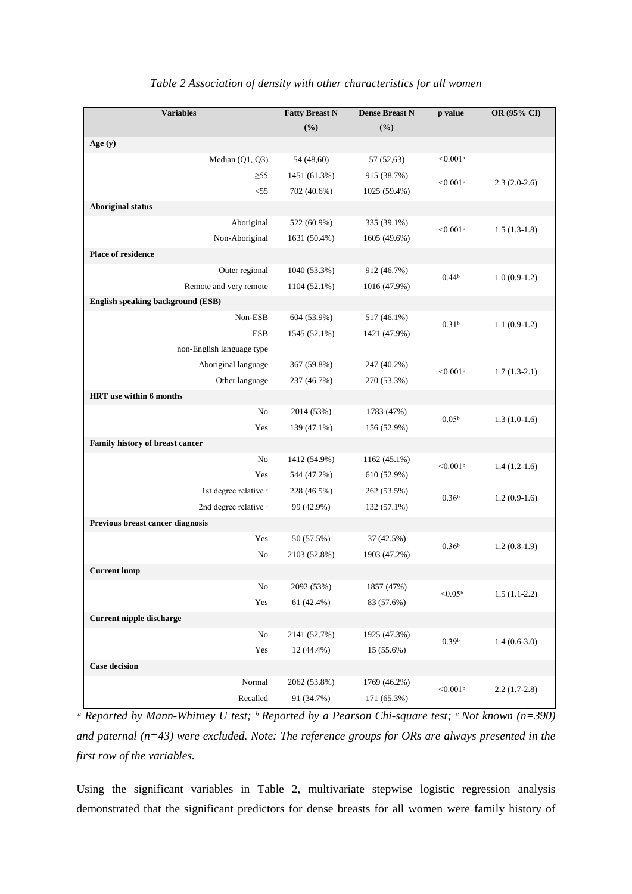*Table 2 Association of density with other characteristics for all women*

| Variables | Fatty Breast N (%) | Dense Breast N (%) | p value | OR (95% CI) |
|---|---|---|---|---|
| **Age (y)** | | | | |
| Median (Q1, Q3) | 54 (48,60) | 57 (52,63) | <0.001[a] | |
| ≥55 | 1451 (61.3%) | 915 (38.7%) | <0.001[b] | 2.3 (2.0-2.6) |
| <55 | 702 (40.6%) | 1025 (59.4%) | | |
| **Aboriginal status** | | | | |
| Aboriginal | 522 (60.9%) | 335 (39.1%) | <0.001[b] | 1.5 (1.3-1.8) |
| Non-Aboriginal | 1631 (50.4%) | 1605 (49.6%) | | |
| **Place of residence** | | | | |
| Outer regional | 1040 (53.3%) | 912 (46.7%) | 0.44[b] | 1.0 (0.9-1.2) |
| Remote and very remote | 1104 (52.1%) | 1016 (47.9%) | | |
| **English speaking background (ESB)** | | | | |
| Non-ESB | 604 (53.9%) | 517 (46.1%) | 0.31[b] | 1.1 (0.9-1.2) |
| ESB | 1545 (52.1%) | 1421 (47.9%) | | |
| non-English language type | | | | |
| Aboriginal language | 367 (59.8%) | 247 (40.2%) | <0.001[b] | 1.7 (1.3-2.1) |
| Other language | 237 (46.7%) | 270 (53.3%) | | |
| **HRT use within 6 months** | | | | |
| No | 2014 (53%) | 1783 (47%) | 0.05[b] | 1.3 (1.0-1.6) |
| Yes | 139 (47.1%) | 156 (52.9%) | | |
| **Family history of breast cancer** | | | | |
| No | 1412 (54.9%) | 1162 (45.1%) | <0.001[b] | 1.4 (1.2-1.6) |
| Yes | 544 (47.2%) | 610 (52.9%) | | |
| 1st degree relative [c] | 228 (46.5%) | 262 (53.5%) | 0.36[b] | 1.2 (0.9-1.6) |
| 2nd degree relative [c] | 99 (42.9%) | 132 (57.1%) | | |
| **Previous breast cancer diagnosis** | | | | |
| Yes | 50 (57.5%) | 37 (42.5%) | 0.36[b] | 1.2 (0.8-1.9) |
| No | 2103 (52.8%) | 1903 (47.2%) | | |
| **Current lump** | | | | |
| No | 2092 (53%) | 1857 (47%) | <0.05[b] | 1.5 (1.1-2.2) |
| Yes | 61 (42.4%) | 83 (57.6%) | | |
| **Current nipple discharge** | | | | |
| No | 2141 (52.7%) | 1925 (47.3%) | 0.39[b] | 1.4 (0.6-3.0) |
| Yes | 12 (44.4%) | 15 (55.6%) | | |
| **Case decision** | | | | |
| Normal | 2062 (53.8%) | 1769 (46.2%) | <0.001[b] | 2.2 (1.7-2.8) |
| Recalled | 91 (34.7%) | 171 (65.3%) | | |

*[a] Reported by Mann-Whitney U test; [b] Reported by a Pearson Chi-square test; [c] Not known (n=390) and paternal (n=43) were excluded. Note: The reference groups for ORs are always presented in the first row of the variables.*

Using the significant variables in Table 2, multivariate stepwise logistic regression analysis demonstrated that the significant predictors for dense breasts for all women were family history of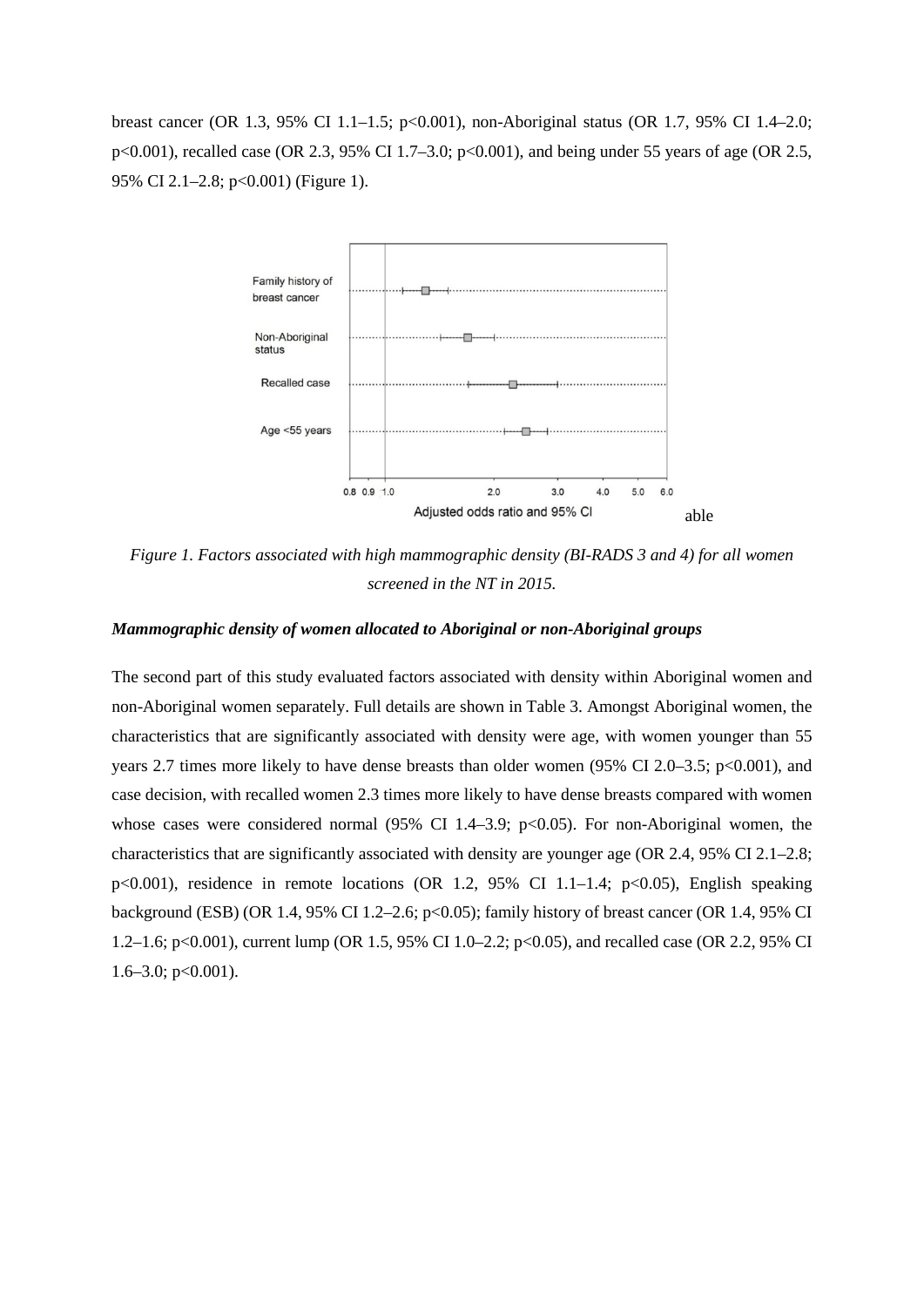breast cancer (OR 1.3, 95% CI 1.1–1.5; p<0.001), non-Aboriginal status (OR 1.7, 95% CI 1.4–2.0; p<0.001), recalled case (OR 2.3, 95% CI 1.7–3.0; p<0.001), and being under 55 years of age (OR 2.5, 95% CI 2.1–2.8; p<0.001) (Figure 1).

able

*Figure 1. Factors associated with high mammographic density (BI-RADS 3 and 4) for all women screened in the NT in 2015.*

### *Mammographic density of women allocated to Aboriginal or non-Aboriginal groups*

The second part of this study evaluated factors associated with density within Aboriginal women and non-Aboriginal women separately. Full details are shown in Table 3. Amongst Aboriginal women, the characteristics that are significantly associated with density were age, with women younger than 55 years 2.7 times more likely to have dense breasts than older women (95% CI 2.0–3.5; p<0.001), and case decision, with recalled women 2.3 times more likely to have dense breasts compared with women whose cases were considered normal (95% CI 1.4–3.9; p<0.05). For non-Aboriginal women, the characteristics that are significantly associated with density are younger age (OR 2.4, 95% CI 2.1–2.8; p<0.001), residence in remote locations (OR 1.2, 95% CI 1.1–1.4; p<0.05), English speaking background (ESB) (OR 1.4, 95% CI 1.2–2.6; p<0.05); family history of breast cancer (OR 1.4, 95% CI 1.2–1.6; p<0.001), current lump (OR 1.5, 95% CI 1.0–2.2; p<0.05), and recalled case (OR 2.2, 95% CI 1.6–3.0; p<0.001).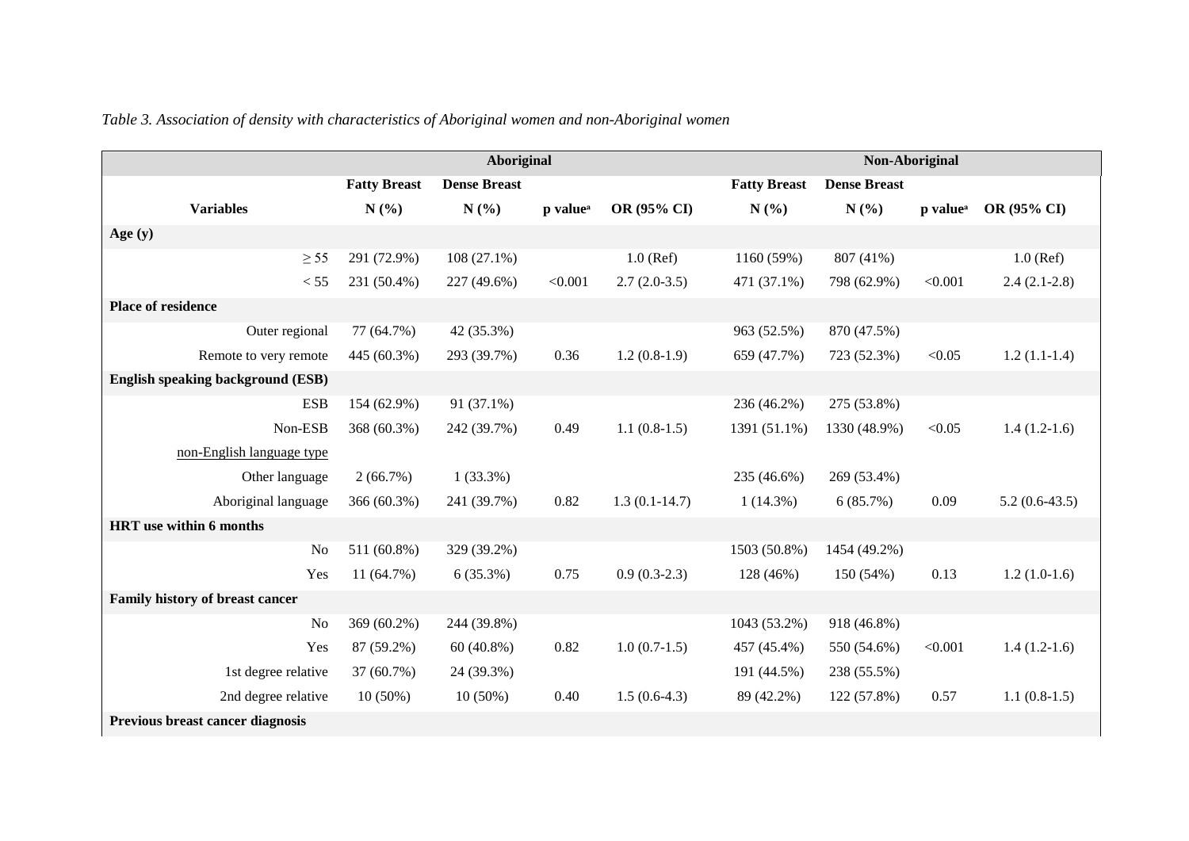*Table 3. Association of density with characteristics of Aboriginal women and non-Aboriginal women*

| | Aboriginal | | | | Non-Aboriginal | | | |
|---|---|---|---|---|---|---|---|---|
| | Fatty Breast | Dense Breast | | | Fatty Breast | Dense Breast | | |
| **Variables** | **N (%)** | **N (%)** | **p value[a]** | **OR (95% CI)** | **N (%)** | **N (%)** | **p value[a]** | **OR (95% CI)** |
| **Age (y)** | | | | | | | | |
| ≥ 55 | 291 (72.9%) | 108 (27.1%) | | 1.0 (Ref) | 1160 (59%) | 807 (41%) | | 1.0 (Ref) |
| < 55 | 231 (50.4%) | 227 (49.6%) | <0.001 | 2.7 (2.0-3.5) | 471 (37.1%) | 798 (62.9%) | <0.001 | 2.4 (2.1-2.8) |
| **Place of residence** | | | | | | | | |
| Outer regional | 77 (64.7%) | 42 (35.3%) | | | 963 (52.5%) | 870 (47.5%) | | |
| Remote to very remote | 445 (60.3%) | 293 (39.7%) | 0.36 | 1.2 (0.8-1.9) | 659 (47.7%) | 723 (52.3%) | <0.05 | 1.2 (1.1-1.4) |
| **English speaking background (ESB)** | | | | | | | | |
| ESB | 154 (62.9%) | 91 (37.1%) | | | 236 (46.2%) | 275 (53.8%) | | |
| Non-ESB | 368 (60.3%) | 242 (39.7%) | 0.49 | 1.1 (0.8-1.5) | 1391 (51.1%) | 1330 (48.9%) | <0.05 | 1.4 (1.2-1.6) |
| non-English language type | | | | | | | | |
| Other language | 2 (66.7%) | 1 (33.3%) | | | 235 (46.6%) | 269 (53.4%) | | |
| Aboriginal language | 366 (60.3%) | 241 (39.7%) | 0.82 | 1.3 (0.1-14.7) | 1 (14.3%) | 6 (85.7%) | 0.09 | 5.2 (0.6-43.5) |
| **HRT use within 6 months** | | | | | | | | |
| No | 511 (60.8%) | 329 (39.2%) | | | 1503 (50.8%) | 1454 (49.2%) | | |
| Yes | 11 (64.7%) | 6 (35.3%) | 0.75 | 0.9 (0.3-2.3) | 128 (46%) | 150 (54%) | 0.13 | 1.2 (1.0-1.6) |
| **Family history of breast cancer** | | | | | | | | |
| No | 369 (60.2%) | 244 (39.8%) | | | 1043 (53.2%) | 918 (46.8%) | | |
| Yes | 87 (59.2%) | 60 (40.8%) | 0.82 | 1.0 (0.7-1.5) | 457 (45.4%) | 550 (54.6%) | <0.001 | 1.4 (1.2-1.6) |
| 1st degree relative | 37 (60.7%) | 24 (39.3%) | | | 191 (44.5%) | 238 (55.5%) | | |
| 2nd degree relative | 10 (50%) | 10 (50%) | 0.40 | 1.5 (0.6-4.3) | 89 (42.2%) | 122 (57.8%) | 0.57 | 1.1 (0.8-1.5) |
| **Previous breast cancer diagnosis** | | | | | | | | |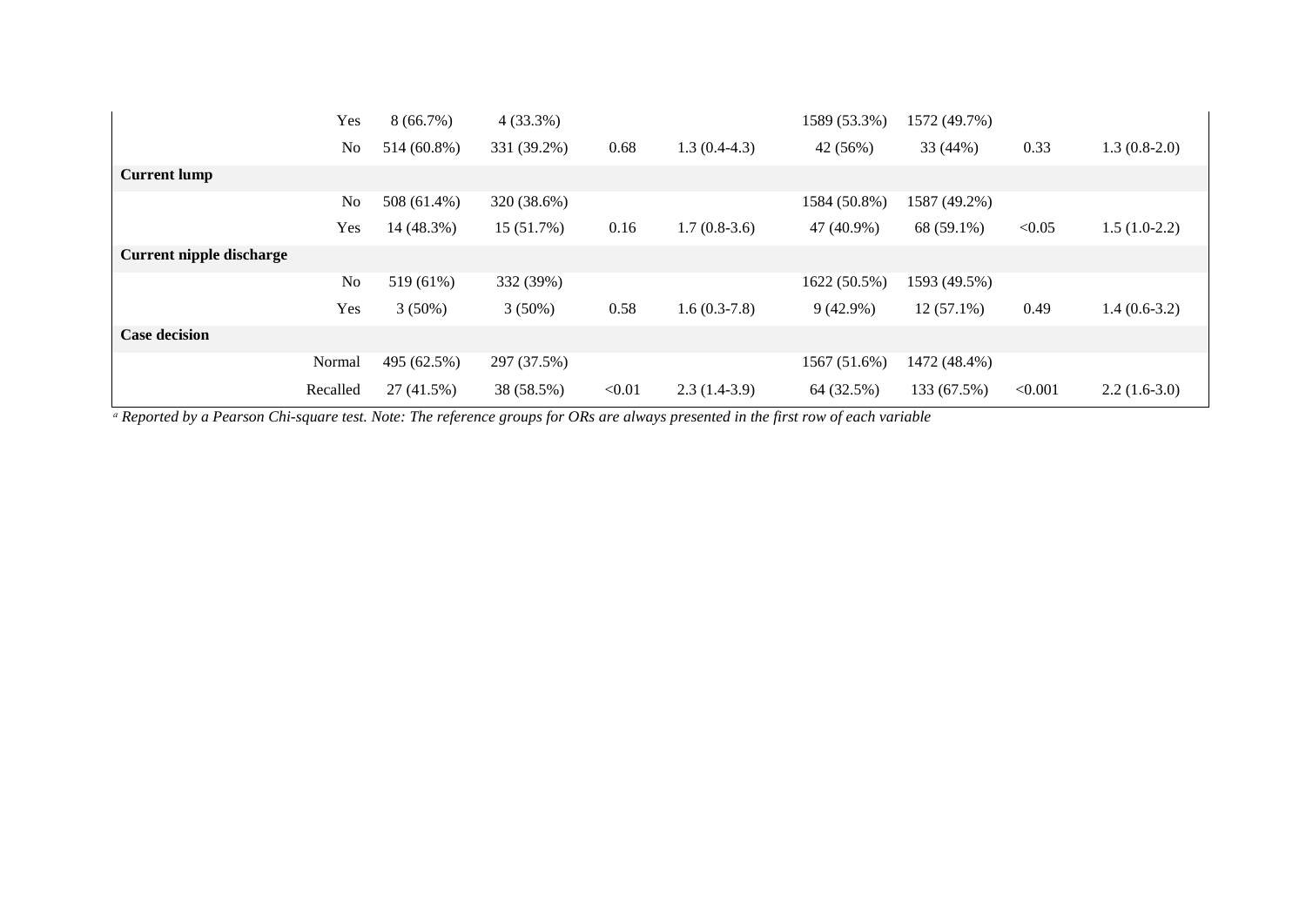| | | | | | | | | | |
|---|---|---|---|---|---|---|---|---|---|
| | Yes | 8 (66.7%) | 4 (33.3%) | | | 1589 (53.3%) | 1572 (49.7%) | | |
| | No | 514 (60.8%) | 331 (39.2%) | 0.68 | 1.3 (0.4-4.3) | 42 (56%) | 33 (44%) | 0.33 | 1.3 (0.8-2.0) |
| **Current lump** | | | | | | | | | |
| | No | 508 (61.4%) | 320 (38.6%) | | | 1584 (50.8%) | 1587 (49.2%) | | |
| | Yes | 14 (48.3%) | 15 (51.7%) | 0.16 | 1.7 (0.8-3.6) | 47 (40.9%) | 68 (59.1%) | <0.05 | 1.5 (1.0-2.2) |
| **Current nipple discharge** | | | | | | | | | |
| | No | 519 (61%) | 332 (39%) | | | 1622 (50.5%) | 1593 (49.5%) | | |
| | Yes | 3 (50%) | 3 (50%) | 0.58 | 1.6 (0.3-7.8) | 9 (42.9%) | 12 (57.1%) | 0.49 | 1.4 (0.6-3.2) |
| **Case decision** | | | | | | | | | |
| | Normal | 495 (62.5%) | 297 (37.5%) | | | 1567 (51.6%) | 1472 (48.4%) | | |
| | Recalled | 27 (41.5%) | 38 (58.5%) | <0.01 | 2.3 (1.4-3.9) | 64 (32.5%) | 133 (67.5%) | <0.001 | 2.2 (1.6-3.0) |

[a] *Reported by a Pearson Chi-square test. Note: The reference groups for ORs are always presented in the first row of each variable*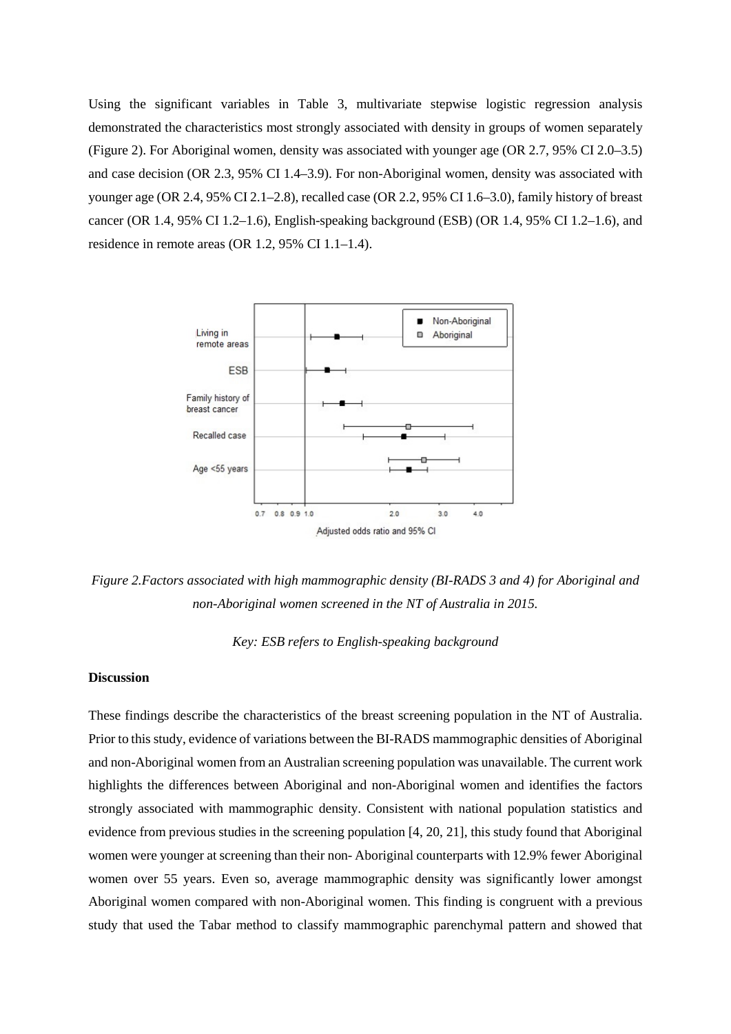Using the significant variables in Table 3, multivariate stepwise logistic regression analysis demonstrated the characteristics most strongly associated with density in groups of women separately (Figure 2). For Aboriginal women, density was associated with younger age (OR 2.7, 95% CI 2.0–3.5) and case decision (OR 2.3, 95% CI 1.4–3.9). For non-Aboriginal women, density was associated with younger age (OR 2.4, 95% CI 2.1–2.8), recalled case (OR 2.2, 95% CI 1.6–3.0), family history of breast cancer (OR 1.4, 95% CI 1.2–1.6), English-speaking background (ESB) (OR 1.4, 95% CI 1.2–1.6), and residence in remote areas (OR 1.2, 95% CI 1.1–1.4).

*Figure 2.Factors associated with high mammographic density (BI-RADS 3 and 4) for Aboriginal and non-Aboriginal women screened in the NT of Australia in 2015.*

*Key: ESB refers to English-speaking background*

**Discussion**

These findings describe the characteristics of the breast screening population in the NT of Australia. Prior to this study, evidence of variations between the BI-RADS mammographic densities of Aboriginal and non-Aboriginal women from an Australian screening population was unavailable. The current work highlights the differences between Aboriginal and non-Aboriginal women and identifies the factors strongly associated with mammographic density. Consistent with national population statistics and evidence from previous studies in the screening population [4, 20, 21], this study found that Aboriginal women were younger at screening than their non- Aboriginal counterparts with 12.9% fewer Aboriginal women over 55 years. Even so, average mammographic density was significantly lower amongst Aboriginal women compared with non-Aboriginal women. This finding is congruent with a previous study that used the Tabar method to classify mammographic parenchymal pattern and showed that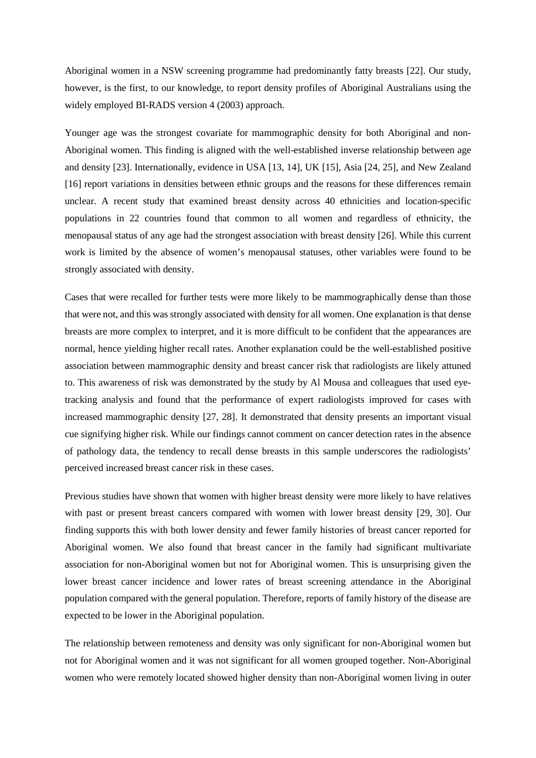Aboriginal women in a NSW screening programme had predominantly fatty breasts [22]. Our study, however, is the first, to our knowledge, to report density profiles of Aboriginal Australians using the widely employed BI-RADS version 4 (2003) approach.

Younger age was the strongest covariate for mammographic density for both Aboriginal and non-Aboriginal women. This finding is aligned with the well-established inverse relationship between age and density [23]. Internationally, evidence in USA [13, 14], UK [15], Asia [24, 25], and New Zealand [16] report variations in densities between ethnic groups and the reasons for these differences remain unclear. A recent study that examined breast density across 40 ethnicities and location-specific populations in 22 countries found that common to all women and regardless of ethnicity, the menopausal status of any age had the strongest association with breast density [26]. While this current work is limited by the absence of women's menopausal statuses, other variables were found to be strongly associated with density.

Cases that were recalled for further tests were more likely to be mammographically dense than those that were not, and this was strongly associated with density for all women. One explanation is that dense breasts are more complex to interpret, and it is more difficult to be confident that the appearances are normal, hence yielding higher recall rates. Another explanation could be the well-established positive association between mammographic density and breast cancer risk that radiologists are likely attuned to. This awareness of risk was demonstrated by the study by Al Mousa and colleagues that used eye-tracking analysis and found that the performance of expert radiologists improved for cases with increased mammographic density [27, 28]. It demonstrated that density presents an important visual cue signifying higher risk. While our findings cannot comment on cancer detection rates in the absence of pathology data, the tendency to recall dense breasts in this sample underscores the radiologists' perceived increased breast cancer risk in these cases.

Previous studies have shown that women with higher breast density were more likely to have relatives with past or present breast cancers compared with women with lower breast density [29, 30]. Our finding supports this with both lower density and fewer family histories of breast cancer reported for Aboriginal women. We also found that breast cancer in the family had significant multivariate association for non-Aboriginal women but not for Aboriginal women. This is unsurprising given the lower breast cancer incidence and lower rates of breast screening attendance in the Aboriginal population compared with the general population. Therefore, reports of family history of the disease are expected to be lower in the Aboriginal population.

The relationship between remoteness and density was only significant for non-Aboriginal women but not for Aboriginal women and it was not significant for all women grouped together. Non-Aboriginal women who were remotely located showed higher density than non-Aboriginal women living in outer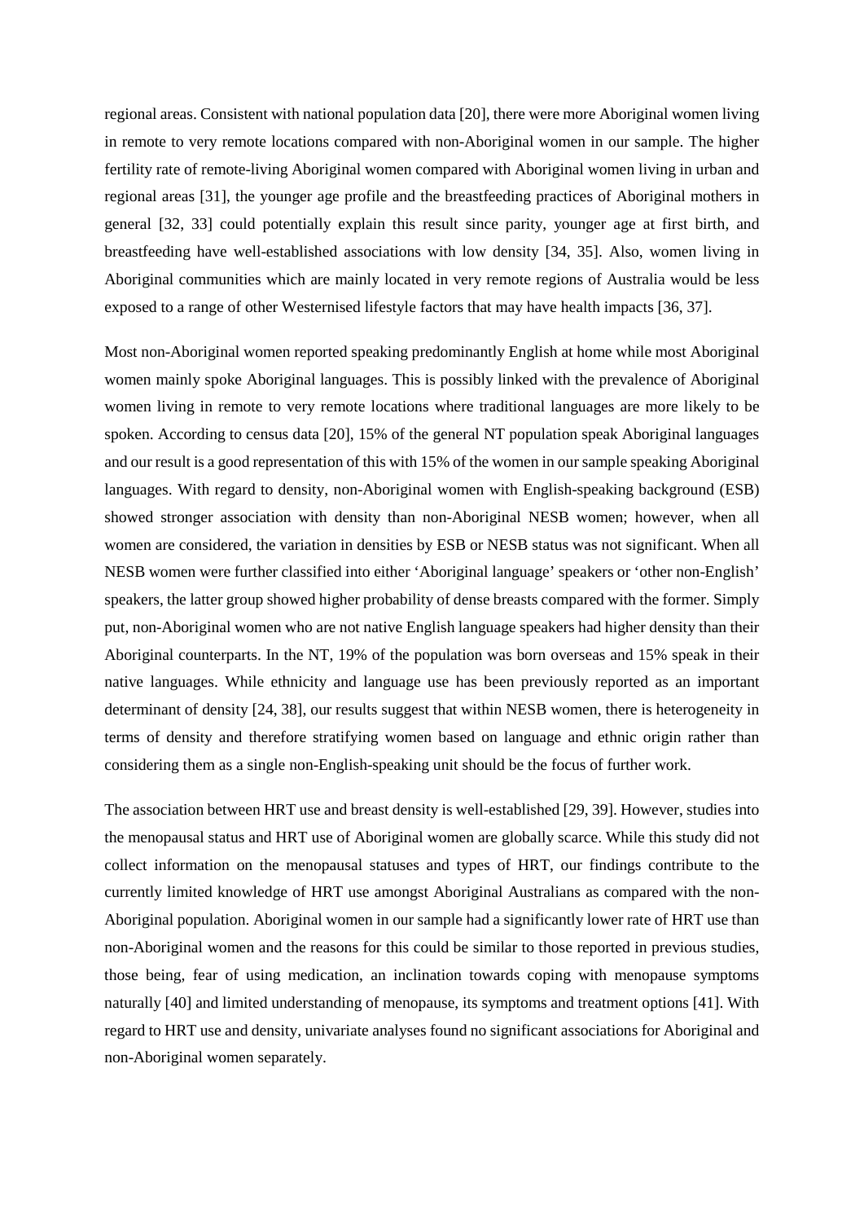regional areas. Consistent with national population data [20], there were more Aboriginal women living in remote to very remote locations compared with non-Aboriginal women in our sample. The higher fertility rate of remote-living Aboriginal women compared with Aboriginal women living in urban and regional areas [31], the younger age profile and the breastfeeding practices of Aboriginal mothers in general [32, 33] could potentially explain this result since parity, younger age at first birth, and breastfeeding have well-established associations with low density [34, 35]. Also, women living in Aboriginal communities which are mainly located in very remote regions of Australia would be less exposed to a range of other Westernised lifestyle factors that may have health impacts [36, 37].

Most non-Aboriginal women reported speaking predominantly English at home while most Aboriginal women mainly spoke Aboriginal languages. This is possibly linked with the prevalence of Aboriginal women living in remote to very remote locations where traditional languages are more likely to be spoken. According to census data [20], 15% of the general NT population speak Aboriginal languages and our result is a good representation of this with 15% of the women in our sample speaking Aboriginal languages. With regard to density, non-Aboriginal women with English-speaking background (ESB) showed stronger association with density than non-Aboriginal NESB women; however, when all women are considered, the variation in densities by ESB or NESB status was not significant. When all NESB women were further classified into either 'Aboriginal language' speakers or 'other non-English' speakers, the latter group showed higher probability of dense breasts compared with the former. Simply put, non-Aboriginal women who are not native English language speakers had higher density than their Aboriginal counterparts. In the NT, 19% of the population was born overseas and 15% speak in their native languages. While ethnicity and language use has been previously reported as an important determinant of density [24, 38], our results suggest that within NESB women, there is heterogeneity in terms of density and therefore stratifying women based on language and ethnic origin rather than considering them as a single non-English-speaking unit should be the focus of further work.

The association between HRT use and breast density is well-established [29, 39]. However, studies into the menopausal status and HRT use of Aboriginal women are globally scarce. While this study did not collect information on the menopausal statuses and types of HRT, our findings contribute to the currently limited knowledge of HRT use amongst Aboriginal Australians as compared with the non-Aboriginal population. Aboriginal women in our sample had a significantly lower rate of HRT use than non-Aboriginal women and the reasons for this could be similar to those reported in previous studies, those being, fear of using medication, an inclination towards coping with menopause symptoms naturally [40] and limited understanding of menopause, its symptoms and treatment options [41]. With regard to HRT use and density, univariate analyses found no significant associations for Aboriginal and non-Aboriginal women separately.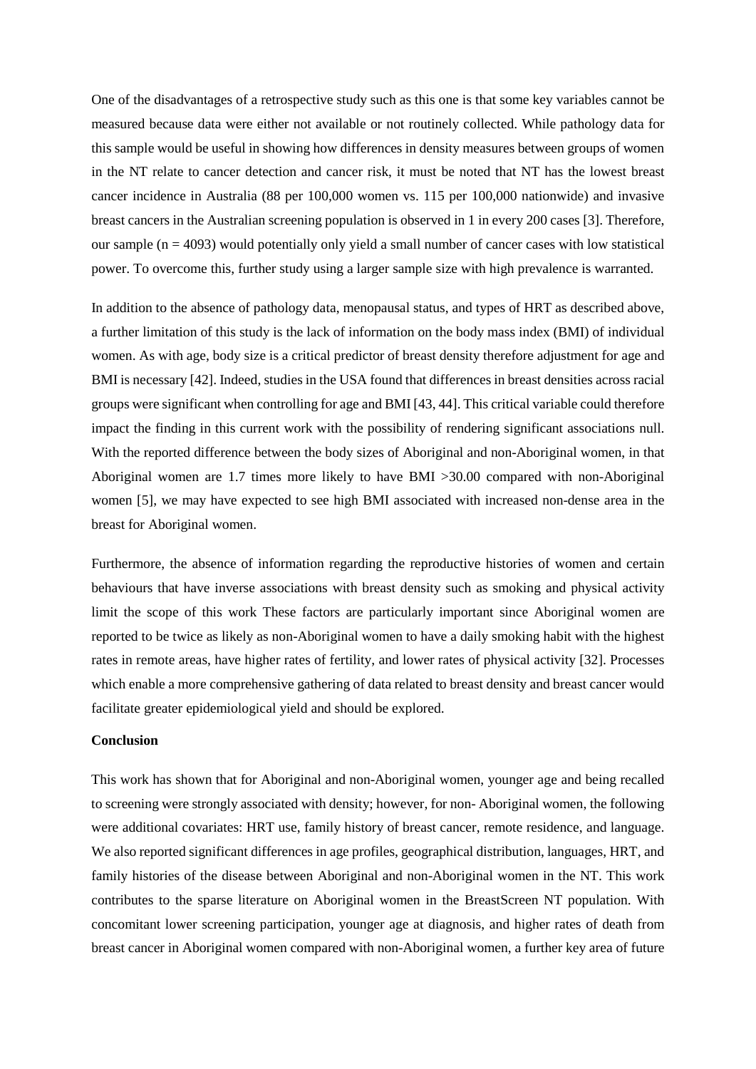One of the disadvantages of a retrospective study such as this one is that some key variables cannot be measured because data were either not available or not routinely collected. While pathology data for this sample would be useful in showing how differences in density measures between groups of women in the NT relate to cancer detection and cancer risk, it must be noted that NT has the lowest breast cancer incidence in Australia (88 per 100,000 women vs. 115 per 100,000 nationwide) and invasive breast cancers in the Australian screening population is observed in 1 in every 200 cases [3]. Therefore, our sample (n = 4093) would potentially only yield a small number of cancer cases with low statistical power. To overcome this, further study using a larger sample size with high prevalence is warranted.

In addition to the absence of pathology data, menopausal status, and types of HRT as described above, a further limitation of this study is the lack of information on the body mass index (BMI) of individual women. As with age, body size is a critical predictor of breast density therefore adjustment for age and BMI is necessary [42]. Indeed, studies in the USA found that differences in breast densities across racial groups were significant when controlling for age and BMI [43, 44]. This critical variable could therefore impact the finding in this current work with the possibility of rendering significant associations null. With the reported difference between the body sizes of Aboriginal and non-Aboriginal women, in that Aboriginal women are 1.7 times more likely to have BMI >30.00 compared with non-Aboriginal women [5], we may have expected to see high BMI associated with increased non-dense area in the breast for Aboriginal women.

Furthermore, the absence of information regarding the reproductive histories of women and certain behaviours that have inverse associations with breast density such as smoking and physical activity limit the scope of this work These factors are particularly important since Aboriginal women are reported to be twice as likely as non-Aboriginal women to have a daily smoking habit with the highest rates in remote areas, have higher rates of fertility, and lower rates of physical activity [32]. Processes which enable a more comprehensive gathering of data related to breast density and breast cancer would facilitate greater epidemiological yield and should be explored.

**Conclusion**

This work has shown that for Aboriginal and non-Aboriginal women, younger age and being recalled to screening were strongly associated with density; however, for non- Aboriginal women, the following were additional covariates: HRT use, family history of breast cancer, remote residence, and language. We also reported significant differences in age profiles, geographical distribution, languages, HRT, and family histories of the disease between Aboriginal and non-Aboriginal women in the NT. This work contributes to the sparse literature on Aboriginal women in the BreastScreen NT population. With concomitant lower screening participation, younger age at diagnosis, and higher rates of death from breast cancer in Aboriginal women compared with non-Aboriginal women, a further key area of future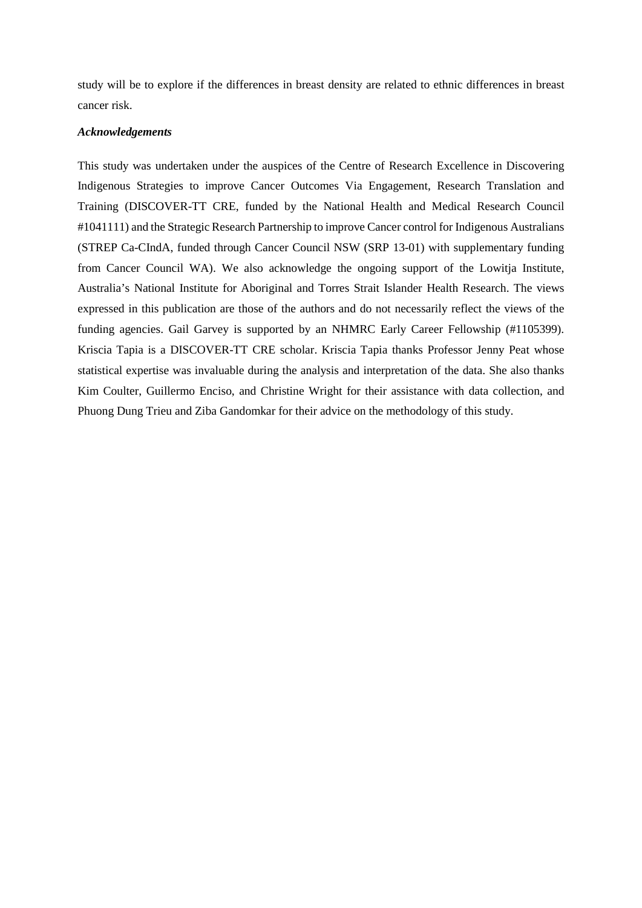study will be to explore if the differences in breast density are related to ethnic differences in breast cancer risk.

***Acknowledgements***

This study was undertaken under the auspices of the Centre of Research Excellence in Discovering Indigenous Strategies to improve Cancer Outcomes Via Engagement, Research Translation and Training (DISCOVER-TT CRE, funded by the National Health and Medical Research Council #1041111) and the Strategic Research Partnership to improve Cancer control for Indigenous Australians (STREP Ca-CIndA, funded through Cancer Council NSW (SRP 13-01) with supplementary funding from Cancer Council WA). We also acknowledge the ongoing support of the Lowitja Institute, Australia's National Institute for Aboriginal and Torres Strait Islander Health Research. The views expressed in this publication are those of the authors and do not necessarily reflect the views of the funding agencies. Gail Garvey is supported by an NHMRC Early Career Fellowship (#1105399). Kriscia Tapia is a DISCOVER-TT CRE scholar. Kriscia Tapia thanks Professor Jenny Peat whose statistical expertise was invaluable during the analysis and interpretation of the data. She also thanks Kim Coulter, Guillermo Enciso, and Christine Wright for their assistance with data collection, and Phuong Dung Trieu and Ziba Gandomkar for their advice on the methodology of this study.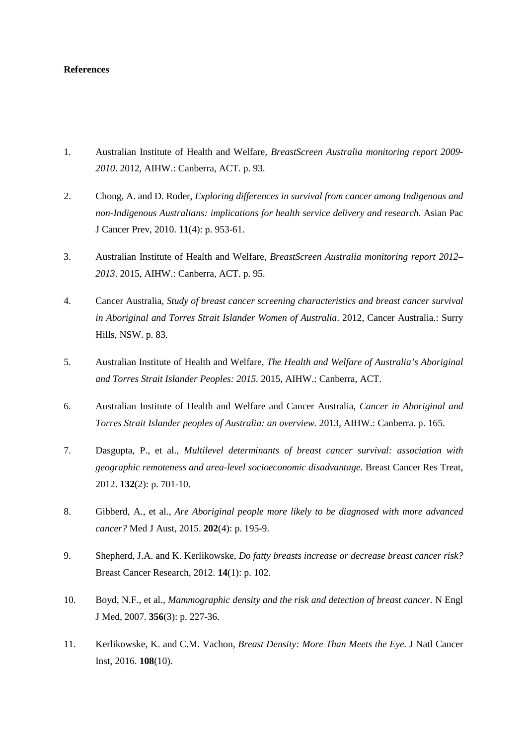**References**

1. Australian Institute of Health and Welfare, *BreastScreen Australia monitoring report 2009-2010*. 2012, AIHW.: Canberra, ACT. p. 93.
2. Chong, A. and D. Roder, *Exploring differences in survival from cancer among Indigenous and non-Indigenous Australians: implications for health service delivery and research.* Asian Pac J Cancer Prev, 2010. **11**(4): p. 953-61.
3. Australian Institute of Health and Welfare, *BreastScreen Australia monitoring report 2012–2013*. 2015, AIHW.: Canberra, ACT. p. 95.
4. Cancer Australia, *Study of breast cancer screening characteristics and breast cancer survival in Aboriginal and Torres Strait Islander Women of Australia*. 2012, Cancer Australia.: Surry Hills, NSW. p. 83.
5. Australian Institute of Health and Welfare, *The Health and Welfare of Australia's Aboriginal and Torres Strait Islander Peoples: 2015.* 2015, AIHW.: Canberra, ACT.
6. Australian Institute of Health and Welfare and Cancer Australia, *Cancer in Aboriginal and Torres Strait Islander peoples of Australia: an overview.* 2013, AIHW.: Canberra. p. 165.
7. Dasgupta, P., et al., *Multilevel determinants of breast cancer survival: association with geographic remoteness and area-level socioeconomic disadvantage.* Breast Cancer Res Treat, 2012. **132**(2): p. 701-10.
8. Gibberd, A., et al., *Are Aboriginal people more likely to be diagnosed with more advanced cancer?* Med J Aust, 2015. **202**(4): p. 195-9.
9. Shepherd, J.A. and K. Kerlikowske, *Do fatty breasts increase or decrease breast cancer risk?* Breast Cancer Research, 2012. **14**(1): p. 102.
10. Boyd, N.F., et al., *Mammographic density and the risk and detection of breast cancer.* N Engl J Med, 2007. **356**(3): p. 227-36.
11. Kerlikowske, K. and C.M. Vachon, *Breast Density: More Than Meets the Eye.* J Natl Cancer Inst, 2016. **108**(10).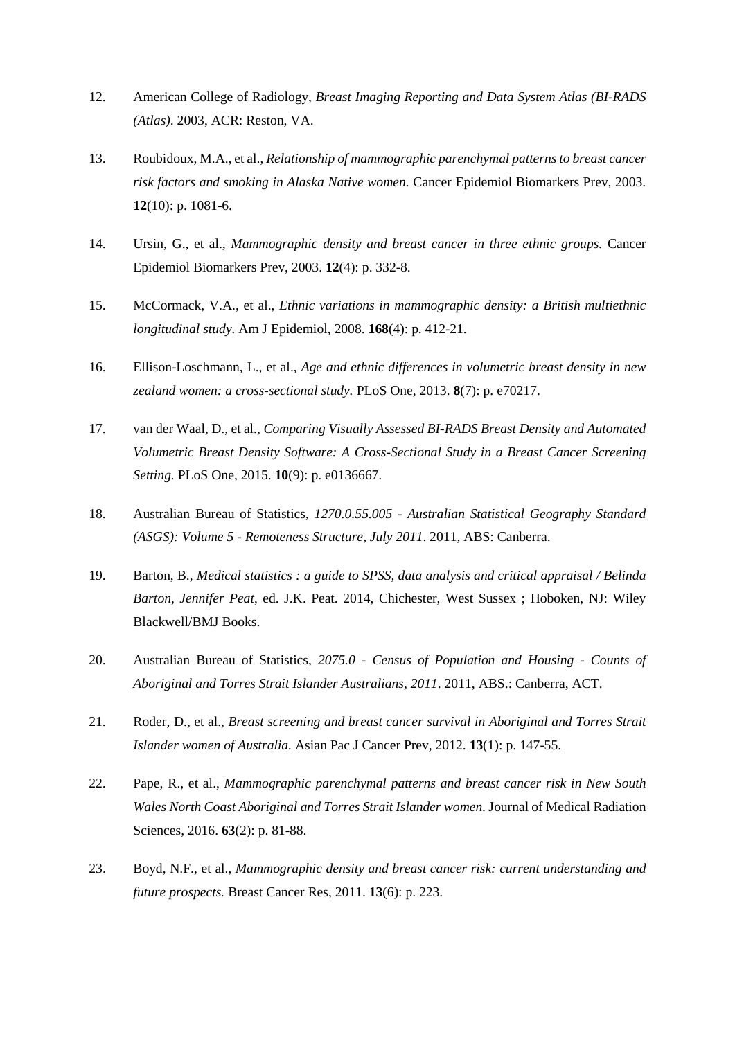12. American College of Radiology, *Breast Imaging Reporting and Data System Atlas (BI-RADS (Atlas)*. 2003, ACR: Reston, VA.

13. Roubidoux, M.A., et al., *Relationship of mammographic parenchymal patterns to breast cancer risk factors and smoking in Alaska Native women.* Cancer Epidemiol Biomarkers Prev, 2003. **12**(10): p. 1081-6.

14. Ursin, G., et al., *Mammographic density and breast cancer in three ethnic groups.* Cancer Epidemiol Biomarkers Prev, 2003. **12**(4): p. 332-8.

15. McCormack, V.A., et al., *Ethnic variations in mammographic density: a British multiethnic longitudinal study.* Am J Epidemiol, 2008. **168**(4): p. 412-21.

16. Ellison-Loschmann, L., et al., *Age and ethnic differences in volumetric breast density in new zealand women: a cross-sectional study.* PLoS One, 2013. **8**(7): p. e70217.

17. van der Waal, D., et al., *Comparing Visually Assessed BI-RADS Breast Density and Automated Volumetric Breast Density Software: A Cross-Sectional Study in a Breast Cancer Screening Setting.* PLoS One, 2015. **10**(9): p. e0136667.

18. Australian Bureau of Statistics, *1270.0.55.005 - Australian Statistical Geography Standard (ASGS): Volume 5 - Remoteness Structure, July 2011*. 2011, ABS: Canberra.

19. Barton, B., *Medical statistics : a guide to SPSS, data analysis and critical appraisal / Belinda Barton, Jennifer Peat*, ed. J.K. Peat. 2014, Chichester, West Sussex ; Hoboken, NJ: Wiley Blackwell/BMJ Books.

20. Australian Bureau of Statistics, *2075.0 - Census of Population and Housing - Counts of Aboriginal and Torres Strait Islander Australians, 2011*. 2011, ABS.: Canberra, ACT.

21. Roder, D., et al., *Breast screening and breast cancer survival in Aboriginal and Torres Strait Islander women of Australia.* Asian Pac J Cancer Prev, 2012. **13**(1): p. 147-55.

22. Pape, R., et al., *Mammographic parenchymal patterns and breast cancer risk in New South Wales North Coast Aboriginal and Torres Strait Islander women.* Journal of Medical Radiation Sciences, 2016. **63**(2): p. 81-88.

23. Boyd, N.F., et al., *Mammographic density and breast cancer risk: current understanding and future prospects.* Breast Cancer Res, 2011. **13**(6): p. 223.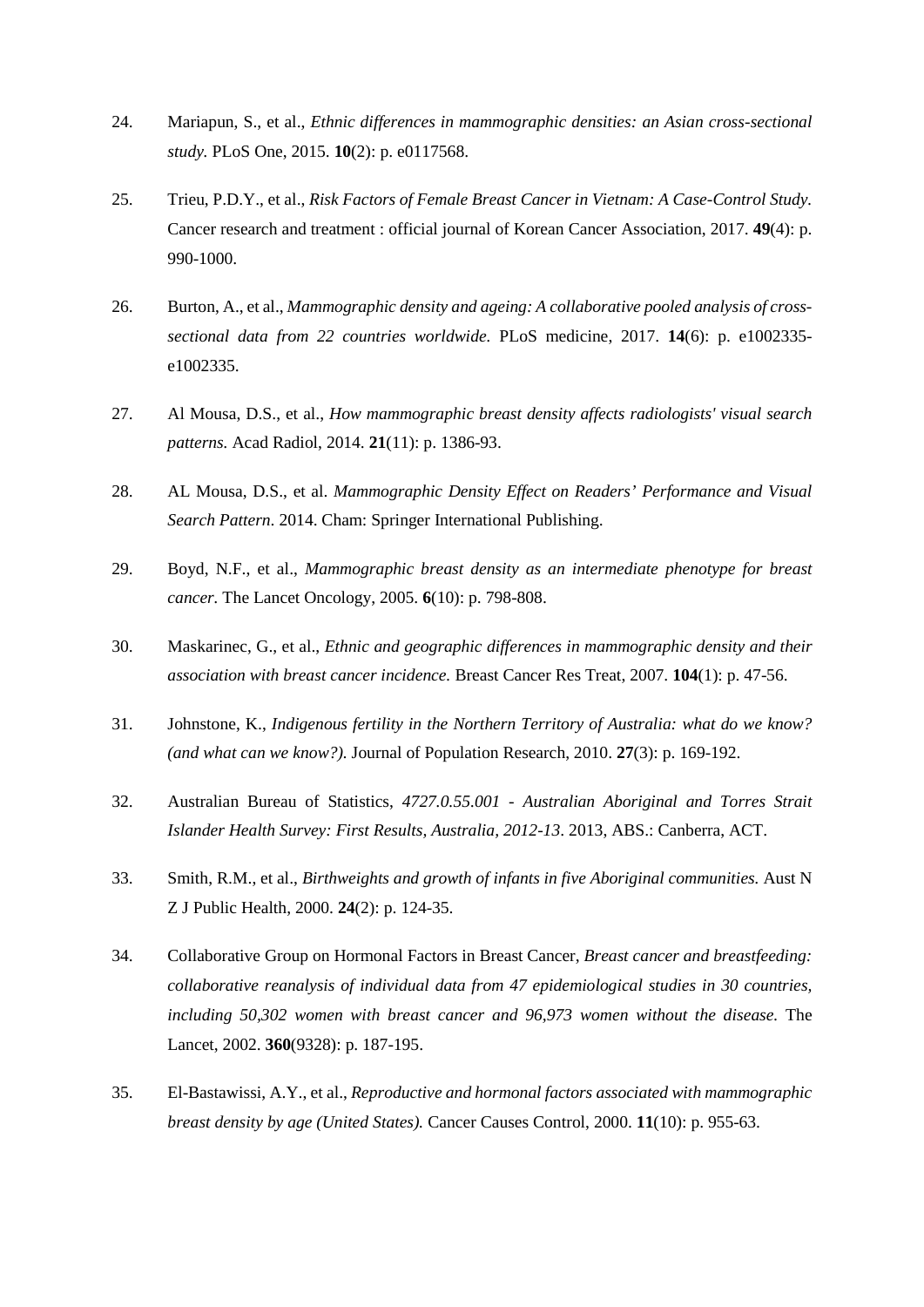24. Mariapun, S., et al., *Ethnic differences in mammographic densities: an Asian cross-sectional study.* PLoS One, 2015. **10**(2): p. e0117568.

25. Trieu, P.D.Y., et al., *Risk Factors of Female Breast Cancer in Vietnam: A Case-Control Study.* Cancer research and treatment : official journal of Korean Cancer Association, 2017. **49**(4): p. 990-1000.

26. Burton, A., et al., *Mammographic density and ageing: A collaborative pooled analysis of cross-sectional data from 22 countries worldwide.* PLoS medicine, 2017. **14**(6): p. e1002335-e1002335.

27. Al Mousa, D.S., et al., *How mammographic breast density affects radiologists' visual search patterns.* Acad Radiol, 2014. **21**(11): p. 1386-93.

28. AL Mousa, D.S., et al. *Mammographic Density Effect on Readers' Performance and Visual Search Pattern*. 2014. Cham: Springer International Publishing.

29. Boyd, N.F., et al., *Mammographic breast density as an intermediate phenotype for breast cancer.* The Lancet Oncology, 2005. **6**(10): p. 798-808.

30. Maskarinec, G., et al., *Ethnic and geographic differences in mammographic density and their association with breast cancer incidence.* Breast Cancer Res Treat, 2007. **104**(1): p. 47-56.

31. Johnstone, K., *Indigenous fertility in the Northern Territory of Australia: what do we know? (and what can we know?).* Journal of Population Research, 2010. **27**(3): p. 169-192.

32. Australian Bureau of Statistics, *4727.0.55.001 - Australian Aboriginal and Torres Strait Islander Health Survey: First Results, Australia, 2012-13*. 2013, ABS.: Canberra, ACT.

33. Smith, R.M., et al., *Birthweights and growth of infants in five Aboriginal communities.* Aust N Z J Public Health, 2000. **24**(2): p. 124-35.

34. Collaborative Group on Hormonal Factors in Breast Cancer, *Breast cancer and breastfeeding: collaborative reanalysis of individual data from 47 epidemiological studies in 30 countries, including 50,302 women with breast cancer and 96,973 women without the disease.* The Lancet, 2002. **360**(9328): p. 187-195.

35. El-Bastawissi, A.Y., et al., *Reproductive and hormonal factors associated with mammographic breast density by age (United States).* Cancer Causes Control, 2000. **11**(10): p. 955-63.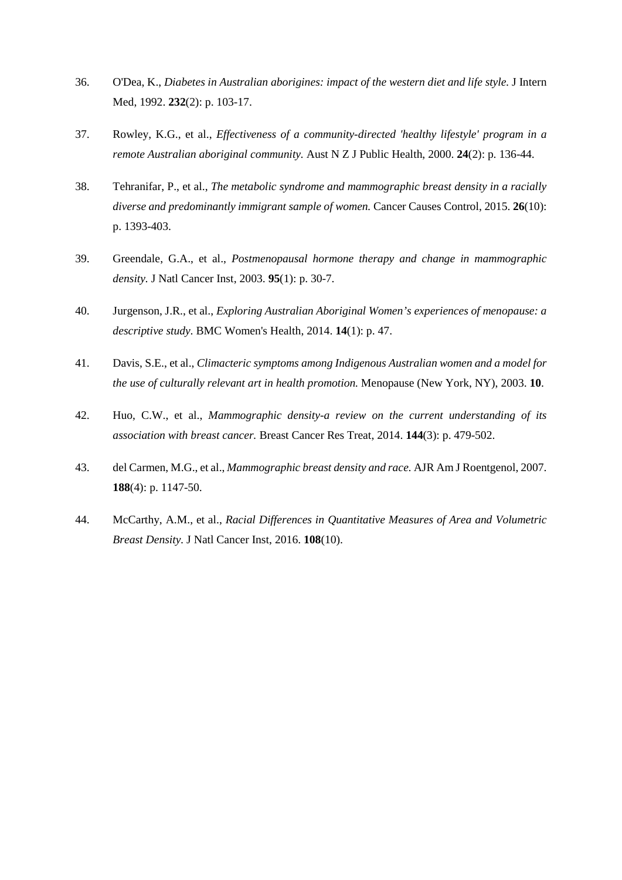36. O'Dea, K., *Diabetes in Australian aborigines: impact of the western diet and life style.* J Intern Med, 1992. **232**(2): p. 103-17.

37. Rowley, K.G., et al., *Effectiveness of a community-directed 'healthy lifestyle' program in a remote Australian aboriginal community.* Aust N Z J Public Health, 2000. **24**(2): p. 136-44.

38. Tehranifar, P., et al., *The metabolic syndrome and mammographic breast density in a racially diverse and predominantly immigrant sample of women.* Cancer Causes Control, 2015. **26**(10): p. 1393-403.

39. Greendale, G.A., et al., *Postmenopausal hormone therapy and change in mammographic density.* J Natl Cancer Inst, 2003. **95**(1): p. 30-7.

40. Jurgenson, J.R., et al., *Exploring Australian Aboriginal Women's experiences of menopause: a descriptive study*. BMC Women's Health, 2014. **14**(1): p. 47.

41. Davis, S.E., et al., *Climacteric symptoms among Indigenous Australian women and a model for the use of culturally relevant art in health promotion.* Menopause (New York, NY), 2003. **10**.

42. Huo, C.W., et al., *Mammographic density-a review on the current understanding of its association with breast cancer.* Breast Cancer Res Treat, 2014. **144**(3): p. 479-502.

43. del Carmen, M.G., et al., *Mammographic breast density and race.* AJR Am J Roentgenol, 2007. **188**(4): p. 1147-50.

44. McCarthy, A.M., et al., *Racial Differences in Quantitative Measures of Area and Volumetric Breast Density.* J Natl Cancer Inst, 2016. **108**(10).